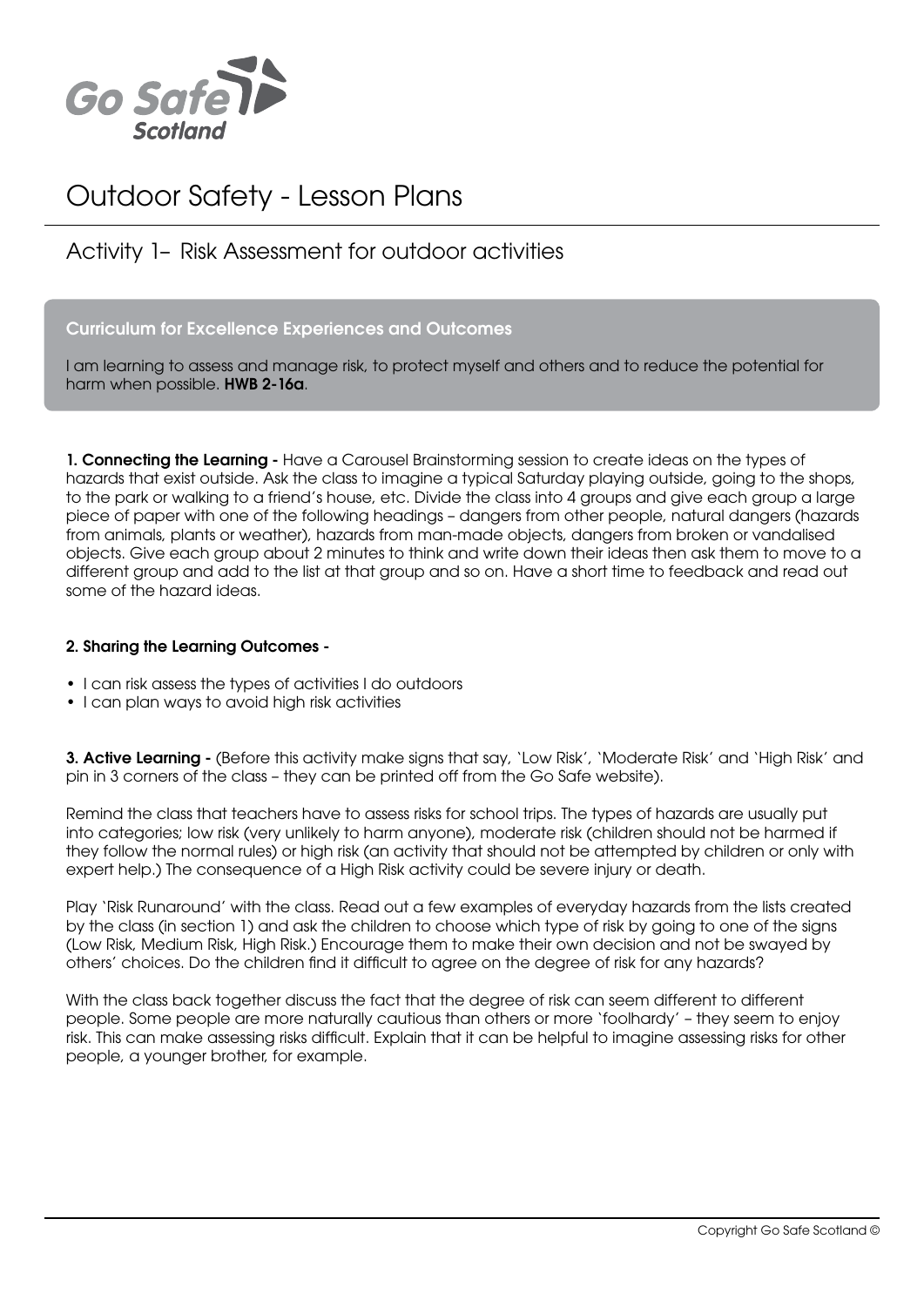Go Safe Scotland

# Outdoor Safety - Lesson Plans

## Activity 1– Risk Assessment for outdoor activities

**Curriculum for Excellence Experiences and Outcomes**

I am learning to assess and manage risk, to protect myself and others and to reduce the potential for harm when possible. **HWB 2-16a**.

**1. Connecting the Learning -** Have a Carousel Brainstorming session to create ideas on the types of hazards that exist outside. Ask the class to imagine a typical Saturday playing outside, going to the shops, to the park or walking to a friend's house, etc. Divide the class into 4 groups and give each group a large piece of paper with one of the following headings – dangers from other people, natural dangers (hazards from animals, plants or weather), hazards from man-made objects, dangers from broken or vandalised objects. Give each group about 2 minutes to think and write down their ideas then ask them to move to a different group and add to the list at that group and so on. Have a short time to feedback and read out some of the hazard ideas.

**2. Sharing the Learning Outcomes -**

- I can risk assess the types of activities I do outdoors
- I can plan ways to avoid high risk activities

**3. Active Learning -** (Before this activity make signs that say, 'Low Risk', 'Moderate Risk' and 'High Risk' and pin in 3 corners of the class – they can be printed off from the Go Safe website).

Remind the class that teachers have to assess risks for school trips. The types of hazards are usually put into categories; low risk (very unlikely to harm anyone), moderate risk (children should not be harmed if they follow the normal rules) or high risk (an activity that should not be attempted by children or only with expert help.) The consequence of a High Risk activity could be severe injury or death.

Play 'Risk Runaround' with the class. Read out a few examples of everyday hazards from the lists created by the class (in section 1) and ask the children to choose which type of risk by going to one of the signs (Low Risk, Medium Risk, High Risk.) Encourage them to make their own decision and not be swayed by others' choices. Do the children find it difficult to agree on the degree of risk for any hazards?

With the class back together discuss the fact that the degree of risk can seem different to different people. Some people are more naturally cautious than others or more 'foolhardy' – they seem to enjoy risk. This can make assessing risks difficult. Explain that it can be helpful to imagine assessing risks for other people, a younger brother, for example.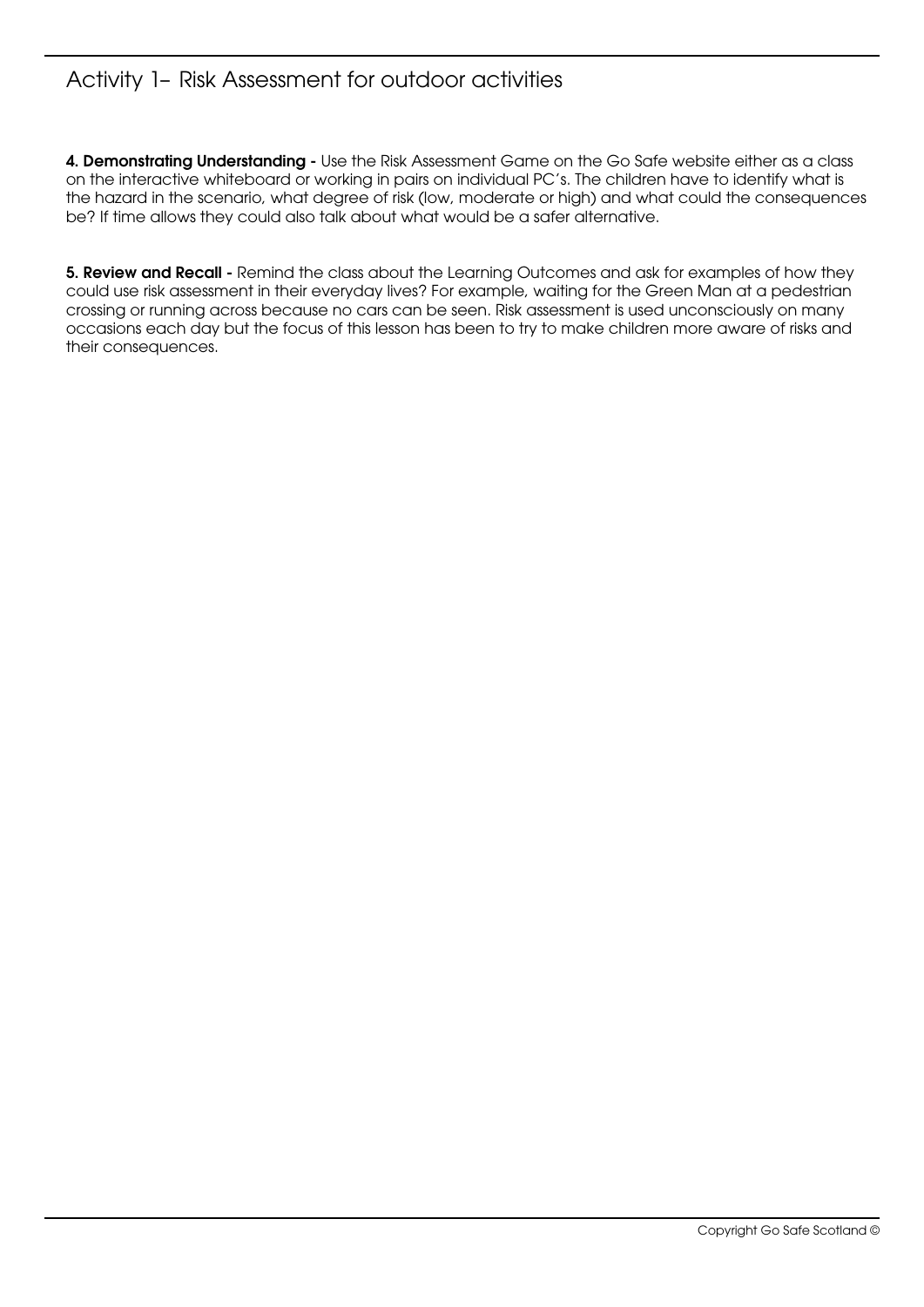## Activity 1– Risk Assessment for outdoor activities

**4. Demonstrating Understanding -** Use the Risk Assessment Game on the Go Safe website either as a class on the interactive whiteboard or working in pairs on individual PC's. The children have to identify what is the hazard in the scenario, what degree of risk (low, moderate or high) and what could the consequences be? If time allows they could also talk about what would be a safer alternative.

**5. Review and Recall -** Remind the class about the Learning Outcomes and ask for examples of how they could use risk assessment in their everyday lives? For example, waiting for the Green Man at a pedestrian crossing or running across because no cars can be seen. Risk assessment is used unconsciously on many occasions each day but the focus of this lesson has been to try to make children more aware of risks and their consequences.